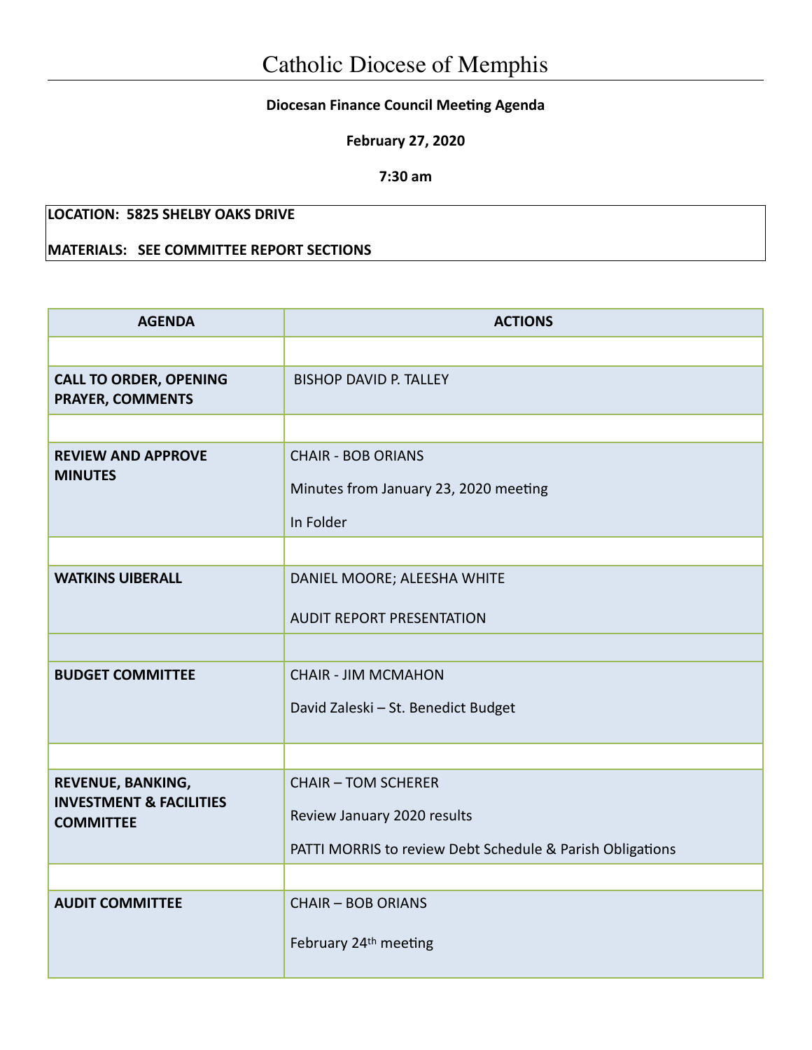# Catholic Diocese of Memphis

**Diocesan Finance Council Meeting Agenda**

**February 27, 2020**

**7:30 am**

**LOCATION: 5825 SHELBY OAKS DRIVE**

**MATERIALS: SEE COMMITTEE REPORT SECTIONS**

| AGENDA | ACTIONS |
|---|---|
| | |
| **CALL TO ORDER, OPENING PRAYER, COMMENTS** | BISHOP DAVID P. TALLEY |
| | |
| **REVIEW AND APPROVE MINUTES** | CHAIR - BOB ORIANS<br>Minutes from January 23, 2020 meeting<br>In Folder |
| | |
| **WATKINS UIBERALL** | DANIEL MOORE; ALEESHA WHITE<br>AUDIT REPORT PRESENTATION |
| | |
| **BUDGET COMMITTEE** | CHAIR - JIM MCMAHON<br>David Zaleski – St. Benedict Budget |
| | |
| **REVENUE, BANKING, INVESTMENT & FACILITIES COMMITTEE** | CHAIR – TOM SCHERER<br>Review January 2020 results<br>PATTI MORRIS to review Debt Schedule & Parish Obligations |
| | |
| **AUDIT COMMITTEE** | CHAIR – BOB ORIANS<br>February 24th meeting |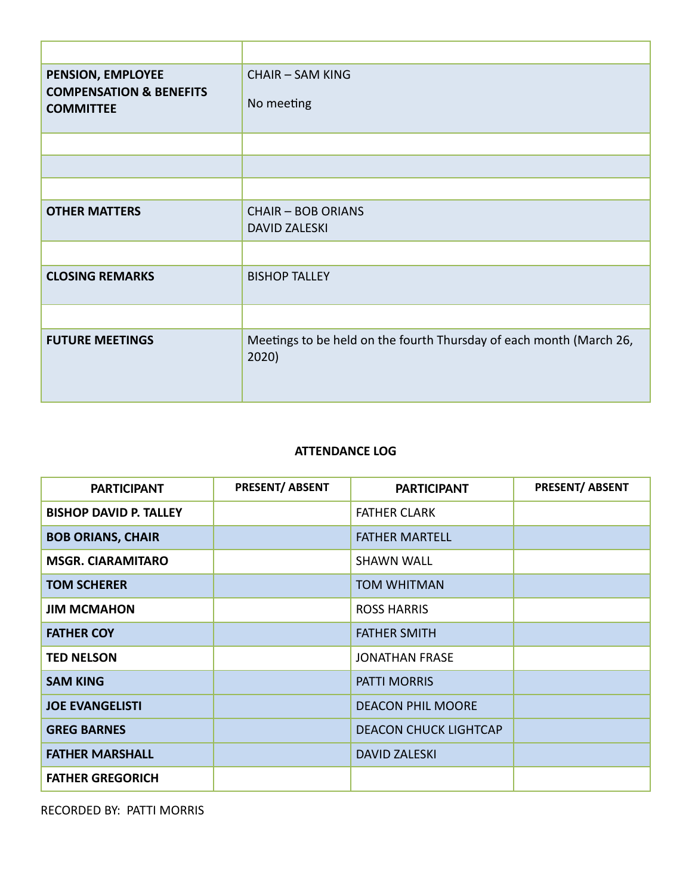| | |
|---|---|
| | |
| **PENSION, EMPLOYEE COMPENSATION & BENEFITS COMMITTEE** | CHAIR – SAM KING<br><br>No meeting |
| | |
| | |
| | |
| **OTHER MATTERS** | CHAIR – BOB ORIANS<br>DAVID ZALESKI |
| | |
| **CLOSING REMARKS** | BISHOP TALLEY |
| | |
| **FUTURE MEETINGS** | Meetings to be held on the fourth Thursday of each month (March 26, 2020) |

**ATTENDANCE LOG**

| PARTICIPANT | PRESENT/ ABSENT | PARTICIPANT | PRESENT/ ABSENT |
|---|---|---|---|
| **BISHOP DAVID P. TALLEY** | | FATHER CLARK | |
| **BOB ORIANS, CHAIR** | | FATHER MARTELL | |
| **MSGR. CIARAMITARO** | | SHAWN WALL | |
| **TOM SCHERER** | | TOM WHITMAN | |
| **JIM MCMAHON** | | ROSS HARRIS | |
| **FATHER COY** | | FATHER SMITH | |
| **TED NELSON** | | JONATHAN FRASE | |
| **SAM KING** | | PATTI MORRIS | |
| **JOE EVANGELISTI** | | DEACON PHIL MOORE | |
| **GREG BARNES** | | DEACON CHUCK LIGHTCAP | |
| **FATHER MARSHALL** | | DAVID ZALESKI | |
| **FATHER GREGORICH** | | | |

RECORDED BY: PATTI MORRIS